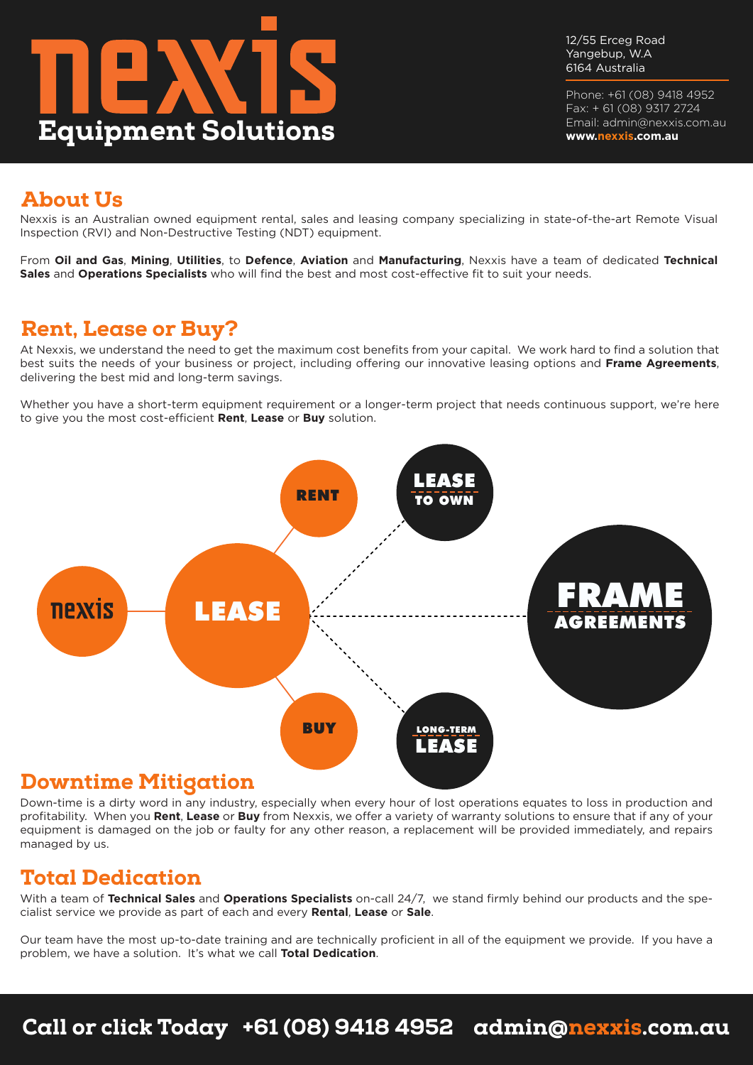# nexxis
## Equipment Solutions

12/55 Erceg Road
Yangebup, W.A
6164 Australia

Phone: +61 (08) 9418 4952
Fax: + 61 (08) 9317 2724
Email: admin@nexxis.com.au
**www.nexxis.com.au**

## About Us

Nexxis is an Australian owned equipment rental, sales and leasing company specializing in state-of-the-art Remote Visual Inspection (RVI) and Non-Destructive Testing (NDT) equipment.

From **Oil and Gas**, **Mining**, **Utilities**, to **Defence**, **Aviation** and **Manufacturing**, Nexxis have a team of dedicated **Technical Sales** and **Operations Specialists** who will find the best and most cost-effective fit to suit your needs.

## Rent, Lease or Buy?

At Nexxis, we understand the need to get the maximum cost benefits from your capital. We work hard to find a solution that best suits the needs of your business or project, including offering our innovative leasing options and **Frame Agreements**, delivering the best mid and long-term savings.

Whether you have a short-term equipment requirement or a longer-term project that needs continuous support, we're here to give you the most cost-efficient **Rent**, **Lease** or **Buy** solution.

nexxis — RENT — LEASE — BUY

LEASE TO OWN — FRAME AGREEMENTS — LONG-TERM LEASE

## Downtime Mitigation

Down-time is a dirty word in any industry, especially when every hour of lost operations equates to loss in production and profitability. When you **Rent**, **Lease** or **Buy** from Nexxis, we offer a variety of warranty solutions to ensure that if any of your equipment is damaged on the job or faulty for any other reason, a replacement will be provided immediately, and repairs managed by us.

## Total Dedication

With a team of **Technical Sales** and **Operations Specialists** on-call 24/7, we stand firmly behind our products and the specialist service we provide as part of each and every **Rental**, **Lease** or **Sale**.

Our team have the most up-to-date training and are technically proficient in all of the equipment we provide. If you have a problem, we have a solution. It's what we call **Total Dedication**.

**Call or click Today +61 (08) 9418 4952 admin@nexxis.com.au**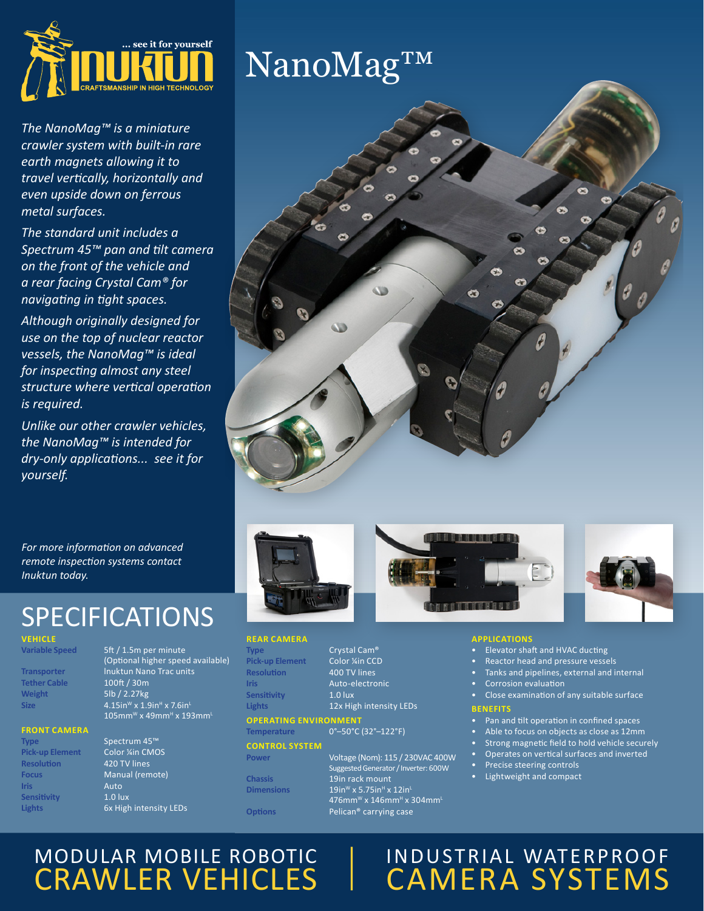... see it for yourself

INUKTUN

CRAFTSMANSHIP IN HIGH TECHNOLOGY

# NanoMag™

*The NanoMag™ is a miniature crawler system with built-in rare earth magnets allowing it to travel vertically, horizontally and even upside down on ferrous metal surfaces.*

*The standard unit includes a Spectrum 45™ pan and tilt camera on the front of the vehicle and a rear facing Crystal Cam® for navigating in tight spaces.*

*Although originally designed for use on the top of nuclear reactor vessels, the NanoMag™ is ideal for inspecting almost any steel structure where vertical operation is required.*

*Unlike our other crawler vehicles, the NanoMag™ is intended for dry-only applications... see it for yourself.*

*For more information on advanced remote inspection systems contact Inuktun today.*

## SPECIFICATIONS

### VEHICLE

| | |
|---|---|
| Variable Speed | 5ft / 1.5m per minute (Optional higher speed available) |
| Transporter | Inuktun Nano Trac units |
| Tether Cable | 100ft / 30m |
| Weight | 5lb / 2.27kg |
| Size | 4.15in[W] x 1.9in[H] x 7.6in[L] 105mm[W] x 49mm[H] x 193mm[L] |

### FRONT CAMERA

| | |
|---|---|
| Type | Spectrum 45™ |
| Pick-up Element | Color ¼in CMOS |
| Resolution | 420 TV lines |
| Focus | Manual (remote) |
| Iris | Auto |
| Sensitivity | 1.0 lux |
| Lights | 6x High intensity LEDs |

### REAR CAMERA

| | |
|---|---|
| Type | Crystal Cam® |
| Pick-up Element | Color ¼in CCD |
| Resolution | 400 TV lines |
| Iris | Auto-electronic |
| Sensitivity | 1.0 lux |
| Lights | 12x High intensity LEDs |

### OPERATING ENVIRONMENT

| | |
|---|---|
| Temperature | 0°–50°C (32°–122°F) |

### CONTROL SYSTEM

| | |
|---|---|
| Power | Voltage (Nom): 115 / 230VAC 400W Suggested Generator / Inverter: 600W |
| Chassis | 19in rack mount |
| Dimensions | 19in[W] x 5.75in[H] x 12in[L] 476mm[W] x 146mm[H] x 304mm[L] |
| Options | Pelican® carrying case |

### APPLICATIONS

- Elevator shaft and HVAC ducting
- Reactor head and pressure vessels
- Tanks and pipelines, external and internal
- Corrosion evaluation
- Close examination of any suitable surface

### BENEFITS

- Pan and tilt operation in confined spaces
- Able to focus on objects as close as 12mm
- Strong magnetic field to hold vehicle securely
- Operates on vertical surfaces and inverted
- Precise steering controls
- Lightweight and compact

MODULAR MOBILE ROBOTIC CRAWLER VEHICLES | INDUSTRIAL WATERPROOF CAMERA SYSTEMS